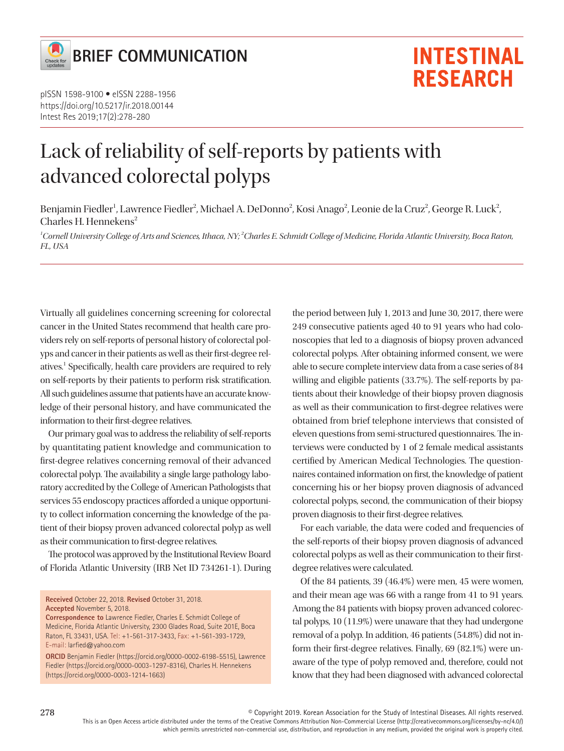BRIEF COMMUNICATION

pISSN 1598-9100 • eISSN 2288-1956
https://doi.org/10.5217/ir.2018.00144
Intest Res 2019;17(2):278-280

# Lack of reliability of self-reports by patients with advanced colorectal polyps

Benjamin Fiedler[1], Lawrence Fiedler[2], Michael A. DeDonno[2], Kosi Anago[2], Leonie de la Cruz[2], George R. Luck[2], Charles H. Hennekens[2]

[1]*Cornell University College of Arts and Sciences, Ithaca, NY;* [2]*Charles E. Schmidt College of Medicine, Florida Atlantic University, Boca Raton, FL, USA*

Virtually all guidelines concerning screening for colorectal cancer in the United States recommend that health care providers rely on self-reports of personal history of colorectal polyps and cancer in their patients as well as their first-degree relatives.[1] Specifically, health care providers are required to rely on self-reports by their patients to perform risk stratification. All such guidelines assume that patients have an accurate knowledge of their personal history, and have communicated the information to their first-degree relatives.

Our primary goal was to address the reliability of self-reports by quantitating patient knowledge and communication to first-degree relatives concerning removal of their advanced colorectal polyp. The availability a single large pathology laboratory accredited by the College of American Pathologists that services 55 endoscopy practices afforded a unique opportunity to collect information concerning the knowledge of the patient of their biopsy proven advanced colorectal polyp as well as their communication to first-degree relatives.

The protocol was approved by the Institutional Review Board of Florida Atlantic University (IRB Net ID 734261-1). During the period between July 1, 2013 and June 30, 2017, there were 249 consecutive patients aged 40 to 91 years who had colonoscopies that led to a diagnosis of biopsy proven advanced colorectal polyps. After obtaining informed consent, we were able to secure complete interview data from a case series of 84 willing and eligible patients (33.7%). The self-reports by patients about their knowledge of their biopsy proven diagnosis as well as their communication to first-degree relatives were obtained from brief telephone interviews that consisted of eleven questions from semi-structured questionnaires. The interviews were conducted by 1 of 2 female medical assistants certified by American Medical Technologies. The questionnaires contained information on first, the knowledge of patient concerning his or her biopsy proven diagnosis of advanced colorectal polyps, second, the communication of their biopsy proven diagnosis to their first-degree relatives.

For each variable, the data were coded and frequencies of the self-reports of their biopsy proven diagnosis of advanced colorectal polyps as well as their communication to their first-degree relatives were calculated.

Of the 84 patients, 39 (46.4%) were men, 45 were women, and their mean age was 66 with a range from 41 to 91 years. Among the 84 patients with biopsy proven advanced colorectal polyps, 10 (11.9%) were unaware that they had undergone removal of a polyp. In addition, 46 patients (54.8%) did not inform their first-degree relatives. Finally, 69 (82.1%) were unaware of the type of polyp removed and, therefore, could not know that they had been diagnosed with advanced colorectal

**Received** October 22, 2018. **Revised** October 31, 2018.
**Accepted** November 5, 2018.
**Correspondence to** Lawrence Fiedler, Charles E. Schmidt College of Medicine, Florida Atlantic University, 2300 Glades Road, Suite 201E, Boca Raton, FL 33431, USA. Tel: +1-561-317-3433, Fax: +1-561-393-1729, E-mail: larfied@yahoo.com
**ORCID** Benjamin Fiedler (https://orcid.org/0000-0002-6198-5515), Lawrence Fiedler (https://orcid.org/0000-0003-1297-8316), Charles H. Hennekens (https://orcid.org/0000-0003-1214-1663)

© Copyright 2019. Korean Association for the Study of Intestinal Diseases. All rights reserved.
This is an Open Access article distributed under the terms of the Creative Commons Attribution Non-Commercial License (http://creativecommons.org/licenses/by-nc/4.0/) which permits unrestricted non-commercial use, distribution, and reproduction in any medium, provided the original work is properly cited.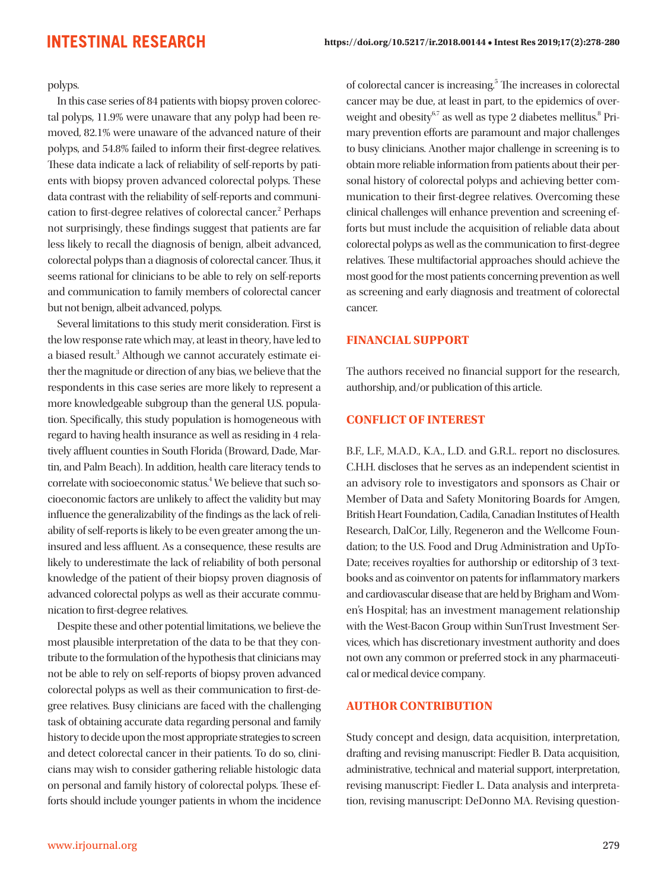polyps.

In this case series of 84 patients with biopsy proven colorectal polyps, 11.9% were unaware that any polyp had been removed, 82.1% were unaware of the advanced nature of their polyps, and 54.8% failed to inform their first-degree relatives. These data indicate a lack of reliability of self-reports by patients with biopsy proven advanced colorectal polyps. These data contrast with the reliability of self-reports and communication to first-degree relatives of colorectal cancer.[2] Perhaps not surprisingly, these findings suggest that patients are far less likely to recall the diagnosis of benign, albeit advanced, colorectal polyps than a diagnosis of colorectal cancer. Thus, it seems rational for clinicians to be able to rely on self-reports and communication to family members of colorectal cancer but not benign, albeit advanced, polyps.

Several limitations to this study merit consideration. First is the low response rate which may, at least in theory, have led to a biased result.[3] Although we cannot accurately estimate either the magnitude or direction of any bias, we believe that the respondents in this case series are more likely to represent a more knowledgeable subgroup than the general U.S. population. Specifically, this study population is homogeneous with regard to having health insurance as well as residing in 4 relatively affluent counties in South Florida (Broward, Dade, Martin, and Palm Beach). In addition, health care literacy tends to correlate with socioeconomic status.[4] We believe that such socioeconomic factors are unlikely to affect the validity but may influence the generalizability of the findings as the lack of reliability of self-reports is likely to be even greater among the uninsured and less affluent. As a consequence, these results are likely to underestimate the lack of reliability of both personal knowledge of the patient of their biopsy proven diagnosis of advanced colorectal polyps as well as their accurate communication to first-degree relatives.

Despite these and other potential limitations, we believe the most plausible interpretation of the data to be that they contribute to the formulation of the hypothesis that clinicians may not be able to rely on self-reports of biopsy proven advanced colorectal polyps as well as their communication to first-degree relatives. Busy clinicians are faced with the challenging task of obtaining accurate data regarding personal and family history to decide upon the most appropriate strategies to screen and detect colorectal cancer in their patients. To do so, clinicians may wish to consider gathering reliable histologic data on personal and family history of colorectal polyps. These efforts should include younger patients in whom the incidence of colorectal cancer is increasing.[5] The increases in colorectal cancer may be due, at least in part, to the epidemics of overweight and obesity[6,7] as well as type 2 diabetes mellitus.[8] Primary prevention efforts are paramount and major challenges to busy clinicians. Another major challenge in screening is to obtain more reliable information from patients about their personal history of colorectal polyps and achieving better communication to their first-degree relatives. Overcoming these clinical challenges will enhance prevention and screening efforts but must include the acquisition of reliable data about colorectal polyps as well as the communication to first-degree relatives. These multifactorial approaches should achieve the most good for the most patients concerning prevention as well as screening and early diagnosis and treatment of colorectal cancer.

## FINANCIAL SUPPORT

The authors received no financial support for the research, authorship, and/or publication of this article.

## CONFLICT OF INTEREST

B.F., L.F., M.A.D., K.A., L.D. and G.R.L. report no disclosures. C.H.H. discloses that he serves as an independent scientist in an advisory role to investigators and sponsors as Chair or Member of Data and Safety Monitoring Boards for Amgen, British Heart Foundation, Cadila, Canadian Institutes of Health Research, DalCor, Lilly, Regeneron and the Wellcome Foundation; to the U.S. Food and Drug Administration and UpToDate; receives royalties for authorship or editorship of 3 textbooks and as coinventor on patents for inflammatory markers and cardiovascular disease that are held by Brigham and Women's Hospital; has an investment management relationship with the West-Bacon Group within SunTrust Investment Services, which has discretionary investment authority and does not own any common or preferred stock in any pharmaceutical or medical device company.

## AUTHOR CONTRIBUTION

Study concept and design, data acquisition, interpretation, drafting and revising manuscript: Fiedler B. Data acquisition, administrative, technical and material support, interpretation, revising manuscript: Fiedler L. Data analysis and interpretation, revising manuscript: DeDonno MA. Revising question-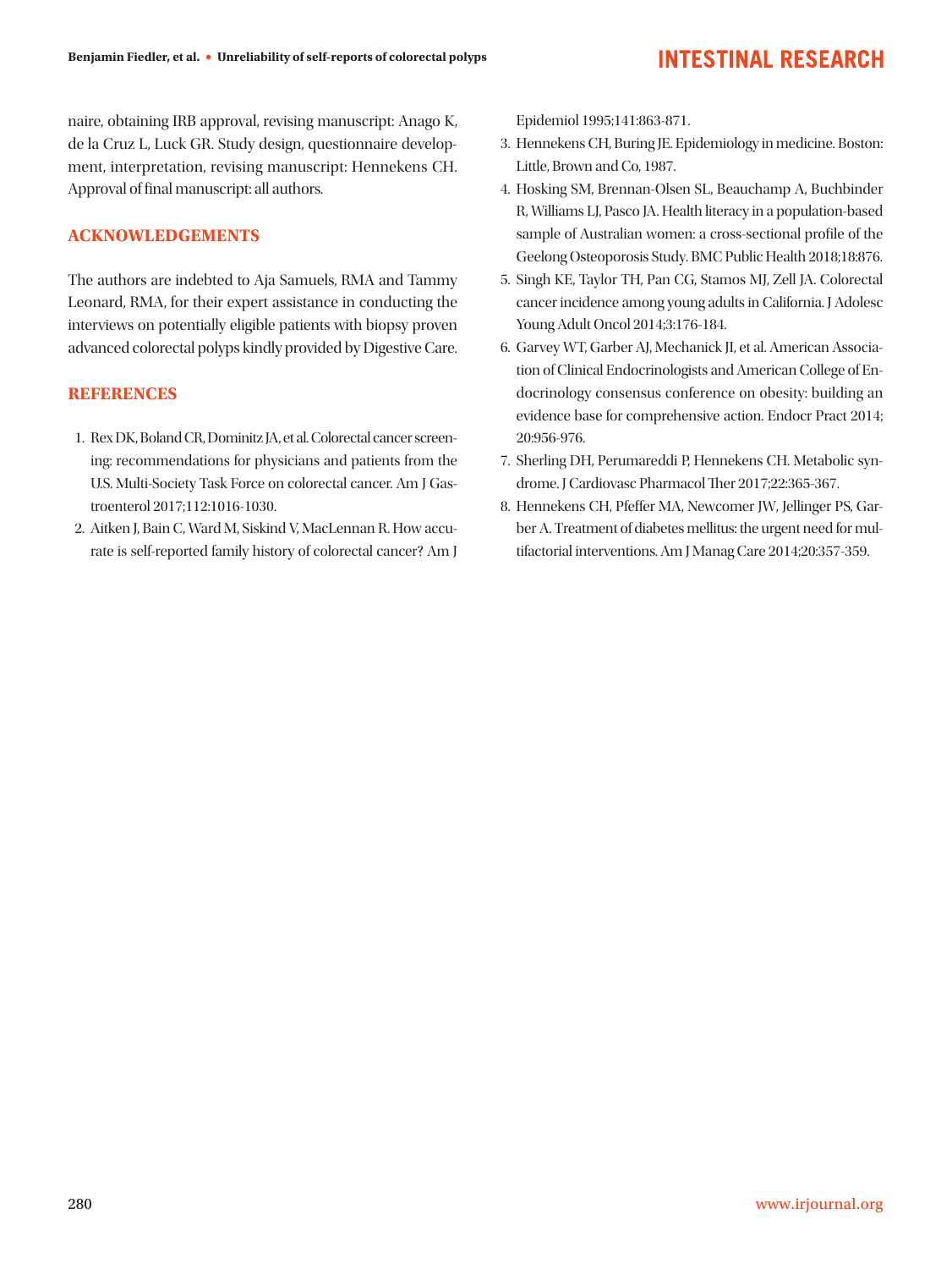naire, obtaining IRB approval, revising manuscript: Anago K, de la Cruz L, Luck GR. Study design, questionnaire development, interpretation, revising manuscript: Hennekens CH. Approval of final manuscript: all authors.

## ACKNOWLEDGEMENTS

The authors are indebted to Aja Samuels, RMA and Tammy Leonard, RMA, for their expert assistance in conducting the interviews on potentially eligible patients with biopsy proven advanced colorectal polyps kindly provided by Digestive Care.

## REFERENCES

1. Rex DK, Boland CR, Dominitz JA, et al. Colorectal cancer screening: recommendations for physicians and patients from the U.S. Multi-Society Task Force on colorectal cancer. Am J Gastroenterol 2017;112:1016-1030.
2. Aitken J, Bain C, Ward M, Siskind V, MacLennan R. How accurate is self-reported family history of colorectal cancer? Am J Epidemiol 1995;141:863-871.
3. Hennekens CH, Buring JE. Epidemiology in medicine. Boston: Little, Brown and Co, 1987.
4. Hosking SM, Brennan-Olsen SL, Beauchamp A, Buchbinder R, Williams LJ, Pasco JA. Health literacy in a population-based sample of Australian women: a cross-sectional profile of the Geelong Osteoporosis Study. BMC Public Health 2018;18:876.
5. Singh KE, Taylor TH, Pan CG, Stamos MJ, Zell JA. Colorectal cancer incidence among young adults in California. J Adolesc Young Adult Oncol 2014;3:176-184.
6. Garvey WT, Garber AJ, Mechanick JI, et al. American Association of Clinical Endocrinologists and American College of Endocrinology consensus conference on obesity: building an evidence base for comprehensive action. Endocr Pract 2014;20:956-976.
7. Sherling DH, Perumareddi P, Hennekens CH. Metabolic syndrome. J Cardiovasc Pharmacol Ther 2017;22:365-367.
8. Hennekens CH, Pfeffer MA, Newcomer JW, Jellinger PS, Garber A. Treatment of diabetes mellitus: the urgent need for multifactorial interventions. Am J Manag Care 2014;20:357-359.